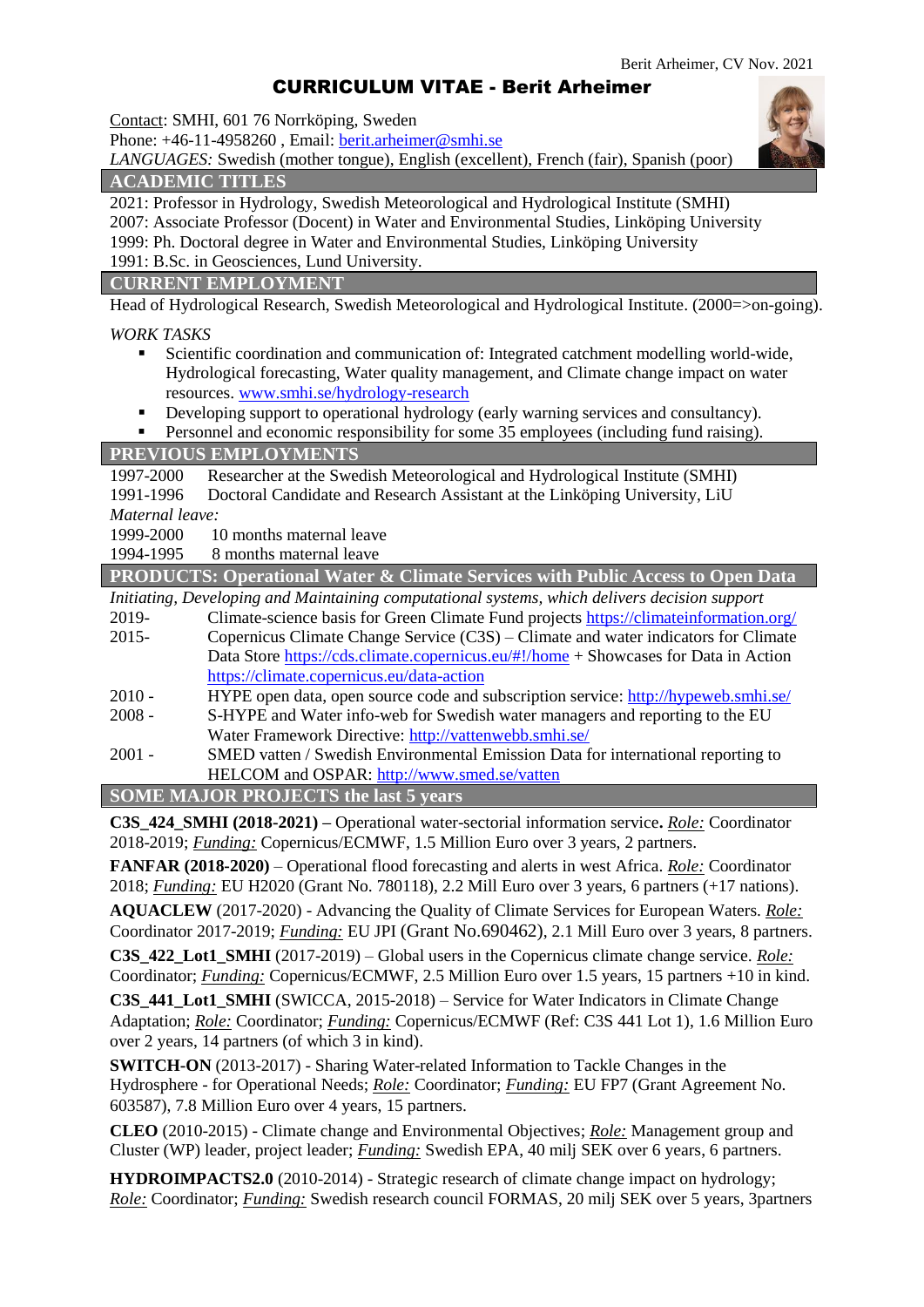Berit Arheimer, CV Nov. 2021

# CURRICULUM VITAE - Berit Arheimer

Contact: SMHI, 601 76 Norrköping, Sweden
Phone: +46-11-4958260 , Email: berit.arheimer@smhi.se
*LANGUAGES:* Swedish (mother tongue), English (excellent), French (fair), Spanish (poor)

## ACADEMIC TITLES

2021: Professor in Hydrology, Swedish Meteorological and Hydrological Institute (SMHI)
2007: Associate Professor (Docent) in Water and Environmental Studies, Linköping University
1999: Ph. Doctoral degree in Water and Environmental Studies, Linköping University
1991: B.Sc. in Geosciences, Lund University.

## CURRENT EMPLOYMENT

Head of Hydrological Research, Swedish Meteorological and Hydrological Institute. (2000=>on-going).

*WORK TASKS*

- Scientific coordination and communication of: Integrated catchment modelling world-wide, Hydrological forecasting, Water quality management, and Climate change impact on water resources. www.smhi.se/hydrology-research
- Developing support to operational hydrology (early warning services and consultancy).
- Personnel and economic responsibility for some 35 employees (including fund raising).

## PREVIOUS EMPLOYMENTS

1997-2000 Researcher at the Swedish Meteorological and Hydrological Institute (SMHI)
1991-1996 Doctoral Candidate and Research Assistant at the Linköping University, LiU

*Maternal leave:*

1999-2000 10 months maternal leave
1994-1995 8 months maternal leave

## PRODUCTS: Operational Water & Climate Services with Public Access to Open Data

*Initiating, Developing and Maintaining computational systems, which delivers decision support*

2019- Climate-science basis for Green Climate Fund projects https://climateinformation.org/
2015- Copernicus Climate Change Service (C3S) – Climate and water indicators for Climate Data Store https://cds.climate.copernicus.eu/#!/home + Showcases for Data in Action https://climate.copernicus.eu/data-action
2010 - HYPE open data, open source code and subscription service: http://hypeweb.smhi.se/
2008 - S-HYPE and Water info-web for Swedish water managers and reporting to the EU Water Framework Directive: http://vattenwebb.smhi.se/
2001 - SMED vatten / Swedish Environmental Emission Data for international reporting to HELCOM and OSPAR: http://www.smed.se/vatten

## SOME MAJOR PROJECTS the last 5 years

**C3S_424_SMHI (2018-2021) –** Operational water-sectorial information service**.** *Role:* Coordinator 2018-2019; *Funding:* Copernicus/ECMWF, 1.5 Million Euro over 3 years, 2 partners.

**FANFAR (2018-2020)** – Operational flood forecasting and alerts in west Africa. *Role:* Coordinator 2018; *Funding:* EU H2020 (Grant No. 780118), 2.2 Mill Euro over 3 years, 6 partners (+17 nations).

**AQUACLEW** (2017-2020) - Advancing the Quality of Climate Services for European Waters. *Role:* Coordinator 2017-2019; *Funding:* EU JPI (Grant No.690462), 2.1 Mill Euro over 3 years, 8 partners.

**C3S_422_Lot1_SMHI** (2017-2019) – Global users in the Copernicus climate change service. *Role:* Coordinator; *Funding:* Copernicus/ECMWF, 2.5 Million Euro over 1.5 years, 15 partners +10 in kind.

**C3S_441_Lot1_SMHI** (SWICCA, 2015-2018) – Service for Water Indicators in Climate Change Adaptation; *Role:* Coordinator; *Funding:* Copernicus/ECMWF (Ref: C3S 441 Lot 1), 1.6 Million Euro over 2 years, 14 partners (of which 3 in kind).

**SWITCH-ON** (2013-2017) - Sharing Water-related Information to Tackle Changes in the Hydrosphere - for Operational Needs; *Role:* Coordinator; *Funding:* EU FP7 (Grant Agreement No. 603587), 7.8 Million Euro over 4 years, 15 partners.

**CLEO** (2010-2015) - Climate change and Environmental Objectives; *Role:* Management group and Cluster (WP) leader, project leader; *Funding:* Swedish EPA, 40 milj SEK over 6 years, 6 partners.

**HYDROIMPACTS2.0** (2010-2014) - Strategic research of climate change impact on hydrology; *Role:* Coordinator; *Funding:* Swedish research council FORMAS, 20 milj SEK over 5 years, 3partners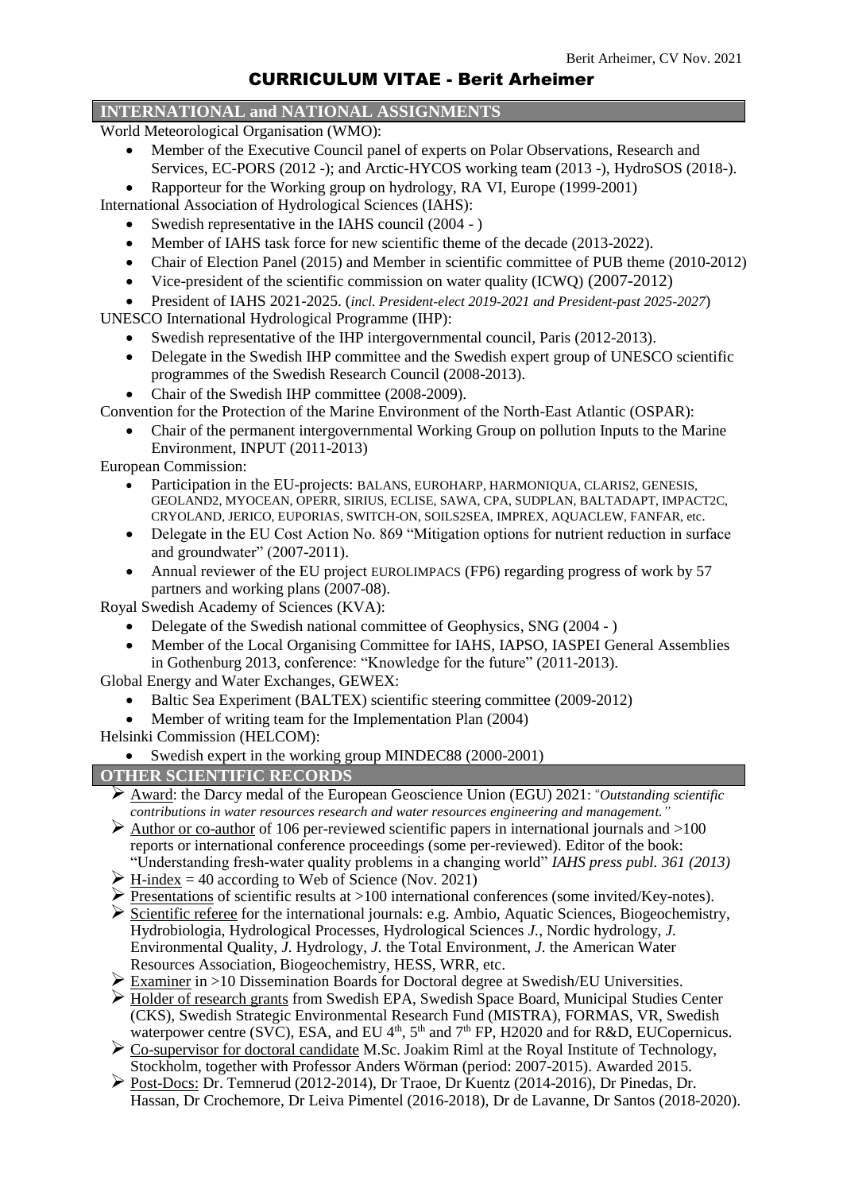# CURRICULUM VITAE - Berit Arheimer

## INTERNATIONAL and NATIONAL ASSIGNMENTS

World Meteorological Organisation (WMO):

- Member of the Executive Council panel of experts on Polar Observations, Research and Services, EC-PORS (2012 -); and Arctic-HYCOS working team (2013 -), HydroSOS (2018-).
- Rapporteur for the Working group on hydrology, RA VI, Europe (1999-2001)

International Association of Hydrological Sciences (IAHS):

- Swedish representative in the IAHS council (2004 - )
- Member of IAHS task force for new scientific theme of the decade (2013-2022).
- Chair of Election Panel (2015) and Member in scientific committee of PUB theme (2010-2012)
- Vice-president of the scientific commission on water quality (ICWQ) (2007-2012)
- President of IAHS 2021-2025. (*incl. President-elect 2019-2021 and President-past 2025-2027*)

UNESCO International Hydrological Programme (IHP):

- Swedish representative of the IHP intergovernmental council, Paris (2012-2013).
- Delegate in the Swedish IHP committee and the Swedish expert group of UNESCO scientific programmes of the Swedish Research Council (2008-2013).
- Chair of the Swedish IHP committee (2008-2009).

Convention for the Protection of the Marine Environment of the North-East Atlantic (OSPAR):

- Chair of the permanent intergovernmental Working Group on pollution Inputs to the Marine Environment, INPUT (2011-2013)

European Commission:

- Participation in the EU-projects: BALANS, EUROHARP, HARMONIQUA, CLARIS2, GENESIS, GEOLAND2, MYOCEAN, OPERR, SIRIUS, ECLISE, SAWA, CPA, SUDPLAN, BALTADAPT, IMPACT2C, CRYOLAND, JERICO, EUPORIAS, SWITCH-ON, SOILS2SEA, IMPREX, AQUACLEW, FANFAR, etc.
- Delegate in the EU Cost Action No. 869 "Mitigation options for nutrient reduction in surface and groundwater" (2007-2011).
- Annual reviewer of the EU project EUROLIMPACS (FP6) regarding progress of work by 57 partners and working plans (2007-08).

Royal Swedish Academy of Sciences (KVA):

- Delegate of the Swedish national committee of Geophysics, SNG (2004 - )
- Member of the Local Organising Committee for IAHS, IAPSO, IASPEI General Assemblies in Gothenburg 2013, conference: "Knowledge for the future" (2011-2013).

Global Energy and Water Exchanges, GEWEX:

- Baltic Sea Experiment (BALTEX) scientific steering committee (2009-2012)
- Member of writing team for the Implementation Plan (2004)

Helsinki Commission (HELCOM):

- Swedish expert in the working group MINDEC88 (2000-2001)

## OTHER SCIENTIFIC RECORDS

- Award: the Darcy medal of the European Geoscience Union (EGU) 2021: "*Outstanding scientific contributions in water resources research and water resources engineering and management."*
- Author or co-author of 106 per-reviewed scientific papers in international journals and >100 reports or international conference proceedings (some per-reviewed). Editor of the book: "Understanding fresh-water quality problems in a changing world" *IAHS press publ. 361 (2013)*
- H-index = 40 according to Web of Science (Nov. 2021)
- Presentations of scientific results at >100 international conferences (some invited/Key-notes).
- Scientific referee for the international journals: e.g. Ambio, Aquatic Sciences, Biogeochemistry, Hydrobiologia, Hydrological Processes, Hydrological Sciences *J.*, Nordic hydrology, *J.* Environmental Quality, *J.* Hydrology, *J.* the Total Environment, *J.* the American Water Resources Association, Biogeochemistry, HESS, WRR, etc.
- Examiner in >10 Dissemination Boards for Doctoral degree at Swedish/EU Universities.
- Holder of research grants from Swedish EPA, Swedish Space Board, Municipal Studies Center (CKS), Swedish Strategic Environmental Research Fund (MISTRA), FORMAS, VR, Swedish waterpower centre (SVC), ESA, and EU 4th, 5th and 7th FP, H2020 and for R&D, EUCopernicus.
- Co-supervisor for doctoral candidate M.Sc. Joakim Riml at the Royal Institute of Technology, Stockholm, together with Professor Anders Wörman (period: 2007-2015). Awarded 2015.
- Post-Docs: Dr. Temnerud (2012-2014), Dr Traoe, Dr Kuentz (2014-2016), Dr Pinedas, Dr. Hassan, Dr Crochemore, Dr Leiva Pimentel (2016-2018), Dr de Lavanne, Dr Santos (2018-2020).